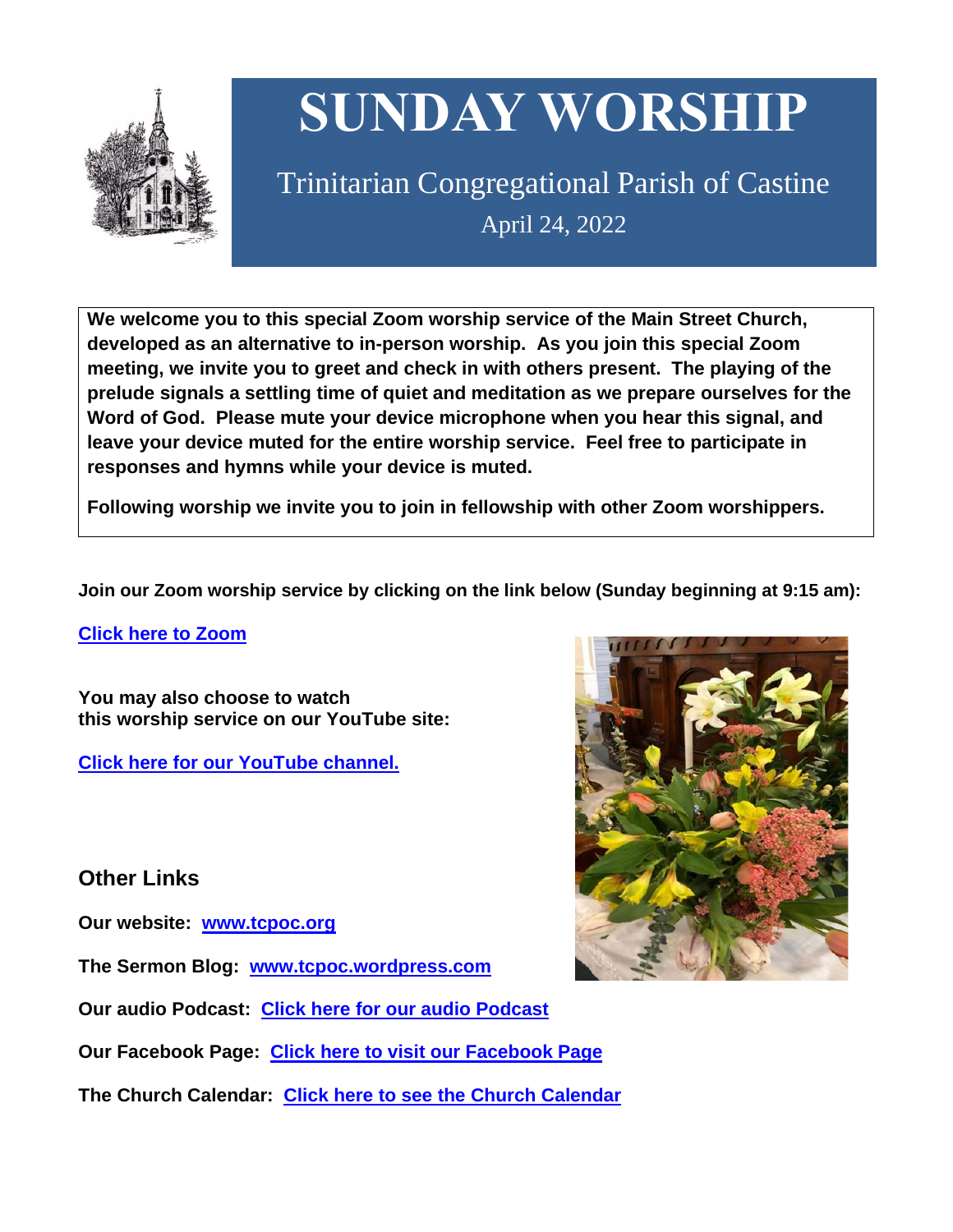# SUNDAY WORSHIP

Trinitarian Congregational Parish of Castine

April 24, 2022

**We welcome you to this special Zoom worship service of the Main Street Church, developed as an alternative to in-person worship. As you join this special Zoom meeting, we invite you to greet and check in with others present. The playing of the prelude signals a settling time of quiet and meditation as we prepare ourselves for the Word of God. Please mute your device microphone when you hear this signal, and leave your device muted for the entire worship service. Feel free to participate in responses and hymns while your device is muted.**

**Following worship we invite you to join in fellowship with other Zoom worshippers.**

**Join our Zoom worship service by clicking on the link below (Sunday beginning at 9:15 am):**

**Click here to Zoom**

**You may also choose to watch this worship service on our YouTube site:**

**Click here for our YouTube channel.**

## Other Links

**Our website: www.tcpoc.org**

**The Sermon Blog: www.tcpoc.wordpress.com**

**Our audio Podcast: Click here for our audio Podcast**

**Our Facebook Page: Click here to visit our Facebook Page**

**The Church Calendar: Click here to see the Church Calendar**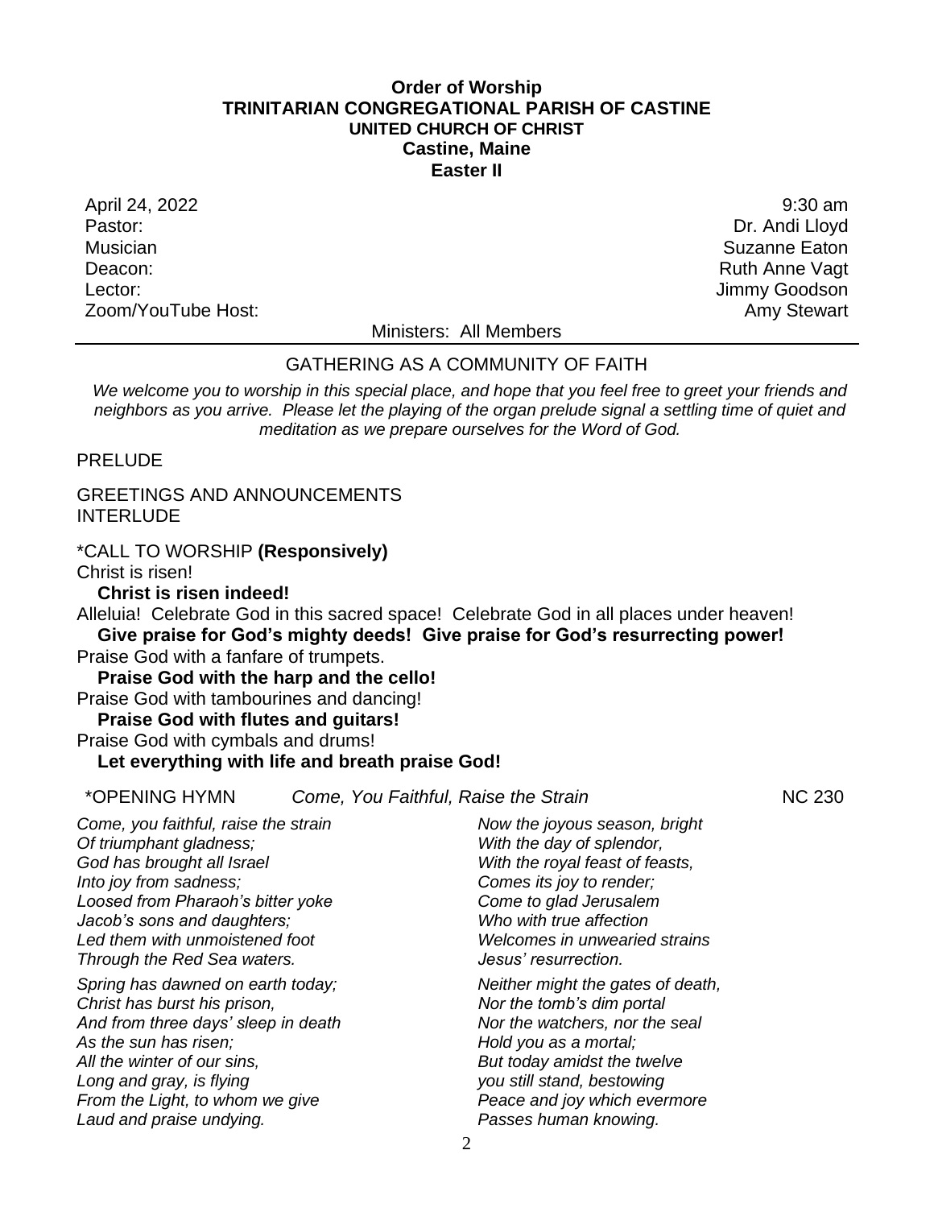**Order of Worship**
**TRINITARIAN CONGREGATIONAL PARISH OF CASTINE**
**UNITED CHURCH OF CHRIST**
**Castine, Maine**
**Easter II**

| | |
|---|---|
| April 24, 2022 | 9:30 am |
| Pastor: | Dr. Andi Lloyd |
| Musician | Suzanne Eaton |
| Deacon: | Ruth Anne Vagt |
| Lector: | Jimmy Goodson |
| Zoom/YouTube Host: | Amy Stewart |

Ministers: All Members

---

GATHERING AS A COMMUNITY OF FAITH

*We welcome you to worship in this special place, and hope that you feel free to greet your friends and neighbors as you arrive. Please let the playing of the organ prelude signal a settling time of quiet and meditation as we prepare ourselves for the Word of God.*

PRELUDE

GREETINGS AND ANNOUNCEMENTS
INTERLUDE

*CALL TO WORSHIP **(Responsively)**

Christ is risen!
**Christ is risen indeed!**
Alleluia! Celebrate God in this sacred space! Celebrate God in all places under heaven!
**Give praise for God's mighty deeds! Give praise for God's resurrecting power!**
Praise God with a fanfare of trumpets.
**Praise God with the harp and the cello!**
Praise God with tambourines and dancing!
**Praise God with flutes and guitars!**
Praise God with cymbals and drums!
**Let everything with life and breath praise God!**

*OPENING HYMN *Come, You Faithful, Raise the Strain* NC 230

*Come, you faithful, raise the strain*
*Of triumphant gladness;*
*God has brought all Israel*
*Into joy from sadness;*
*Loosed from Pharaoh's bitter yoke*
*Jacob's sons and daughters;*
*Led them with unmoistened foot*
*Through the Red Sea waters.*

*Spring has dawned on earth today;*
*Christ has burst his prison,*
*And from three days' sleep in death*
*As the sun has risen;*
*All the winter of our sins,*
*Long and gray, is flying*
*From the Light, to whom we give*
*Laud and praise undying.*

*Now the joyous season, bright*
*With the day of splendor,*
*With the royal feast of feasts,*
*Comes its joy to render;*
*Come to glad Jerusalem*
*Who with true affection*
*Welcomes in unwearied strains*
*Jesus' resurrection.*

*Neither might the gates of death,*
*Nor the tomb's dim portal*
*Nor the watchers, nor the seal*
*Hold you as a mortal;*
*But today amidst the twelve*
*you still stand, bestowing*
*Peace and joy which evermore*
*Passes human knowing.*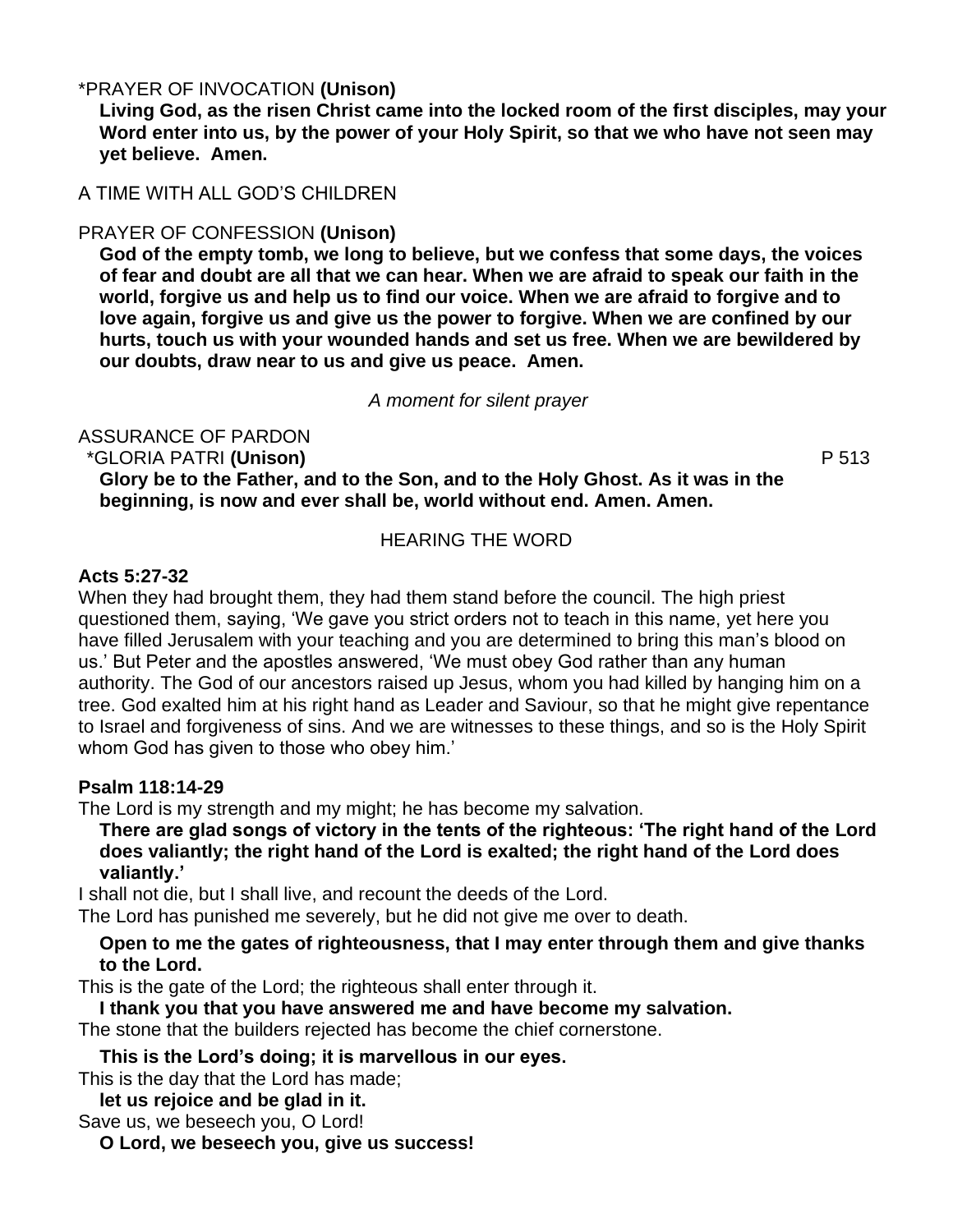*PRAYER OF INVOCATION **(Unison)**

**Living God, as the risen Christ came into the locked room of the first disciples, may your Word enter into us, by the power of your Holy Spirit, so that we who have not seen may yet believe. Amen.**

A TIME WITH ALL GOD'S CHILDREN

PRAYER OF CONFESSION **(Unison)**

**God of the empty tomb, we long to believe, but we confess that some days, the voices of fear and doubt are all that we can hear. When we are afraid to speak our faith in the world, forgive us and help us to find our voice. When we are afraid to forgive and to love again, forgive us and give us the power to forgive. When we are confined by our hurts, touch us with your wounded hands and set us free. When we are bewildered by our doubts, draw near to us and give us peace. Amen.**

*A moment for silent prayer*

ASSURANCE OF PARDON

*GLORIA PATRI **(Unison)** P 513

**Glory be to the Father, and to the Son, and to the Holy Ghost. As it was in the beginning, is now and ever shall be, world without end. Amen. Amen.**

## HEARING THE WORD

**Acts 5:27-32**

When they had brought them, they had them stand before the council. The high priest questioned them, saying, 'We gave you strict orders not to teach in this name, yet here you have filled Jerusalem with your teaching and you are determined to bring this man's blood on us.' But Peter and the apostles answered, 'We must obey God rather than any human authority. The God of our ancestors raised up Jesus, whom you had killed by hanging him on a tree. God exalted him at his right hand as Leader and Saviour, so that he might give repentance to Israel and forgiveness of sins. And we are witnesses to these things, and so is the Holy Spirit whom God has given to those who obey him.'

**Psalm 118:14-29**

The Lord is my strength and my might; he has become my salvation.

**There are glad songs of victory in the tents of the righteous: 'The right hand of the Lord does valiantly; the right hand of the Lord is exalted; the right hand of the Lord does valiantly.'**

I shall not die, but I shall live, and recount the deeds of the Lord.

The Lord has punished me severely, but he did not give me over to death.

**Open to me the gates of righteousness, that I may enter through them and give thanks to the Lord.**

This is the gate of the Lord; the righteous shall enter through it.

**I thank you that you have answered me and have become my salvation.**

The stone that the builders rejected has become the chief cornerstone.

**This is the Lord's doing; it is marvellous in our eyes.**

This is the day that the Lord has made;

**let us rejoice and be glad in it.**

Save us, we beseech you, O Lord!

**O Lord, we beseech you, give us success!**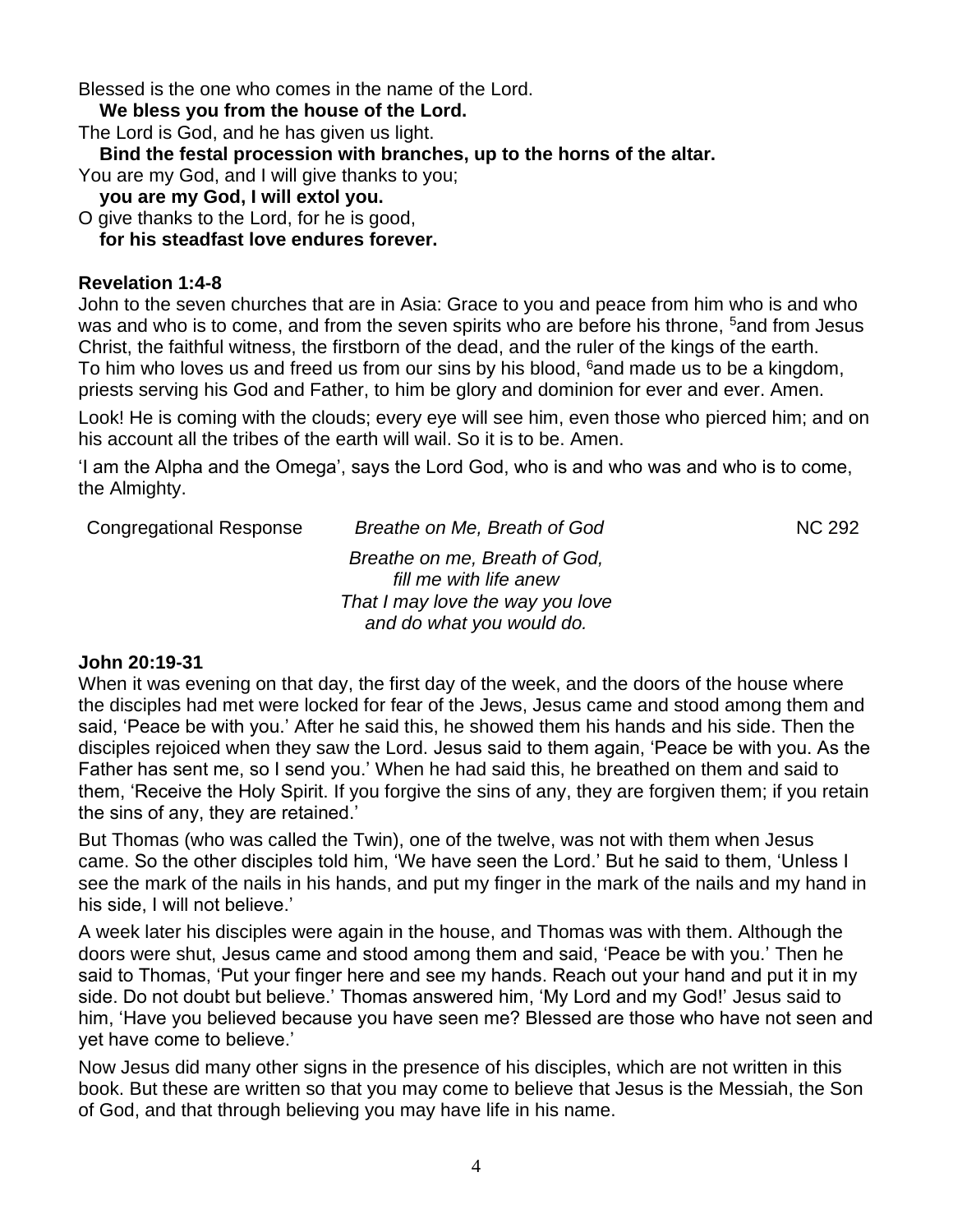Blessed is the one who comes in the name of the Lord.
**We bless you from the house of the Lord.**
The Lord is God, and he has given us light.
**Bind the festal procession with branches, up to the horns of the altar.**
You are my God, and I will give thanks to you;
**you are my God, I will extol you.**
O give thanks to the Lord, for he is good,
**for his steadfast love endures forever.**

**Revelation 1:4-8**

John to the seven churches that are in Asia: Grace to you and peace from him who is and who was and who is to come, and from the seven spirits who are before his throne, [5]and from Jesus Christ, the faithful witness, the firstborn of the dead, and the ruler of the kings of the earth. To him who loves us and freed us from our sins by his blood, [6]and made us to be a kingdom, priests serving his God and Father, to him be glory and dominion for ever and ever. Amen.

Look! He is coming with the clouds; every eye will see him, even those who pierced him; and on his account all the tribes of the earth will wail. So it is to be. Amen.

'I am the Alpha and the Omega', says the Lord God, who is and who was and who is to come, the Almighty.

Congregational Response *Breathe on Me, Breath of God* NC 292

*Breathe on me, Breath of God,*
*fill me with life anew*
*That I may love the way you love*
*and do what you would do.*

**John 20:19-31**

When it was evening on that day, the first day of the week, and the doors of the house where the disciples had met were locked for fear of the Jews, Jesus came and stood among them and said, 'Peace be with you.' After he said this, he showed them his hands and his side. Then the disciples rejoiced when they saw the Lord. Jesus said to them again, 'Peace be with you. As the Father has sent me, so I send you.' When he had said this, he breathed on them and said to them, 'Receive the Holy Spirit. If you forgive the sins of any, they are forgiven them; if you retain the sins of any, they are retained.'

But Thomas (who was called the Twin), one of the twelve, was not with them when Jesus came. So the other disciples told him, 'We have seen the Lord.' But he said to them, 'Unless I see the mark of the nails in his hands, and put my finger in the mark of the nails and my hand in his side, I will not believe.'

A week later his disciples were again in the house, and Thomas was with them. Although the doors were shut, Jesus came and stood among them and said, 'Peace be with you.' Then he said to Thomas, 'Put your finger here and see my hands. Reach out your hand and put it in my side. Do not doubt but believe.' Thomas answered him, 'My Lord and my God!' Jesus said to him, 'Have you believed because you have seen me? Blessed are those who have not seen and yet have come to believe.'

Now Jesus did many other signs in the presence of his disciples, which are not written in this book. But these are written so that you may come to believe that Jesus is the Messiah, the Son of God, and that through believing you may have life in his name.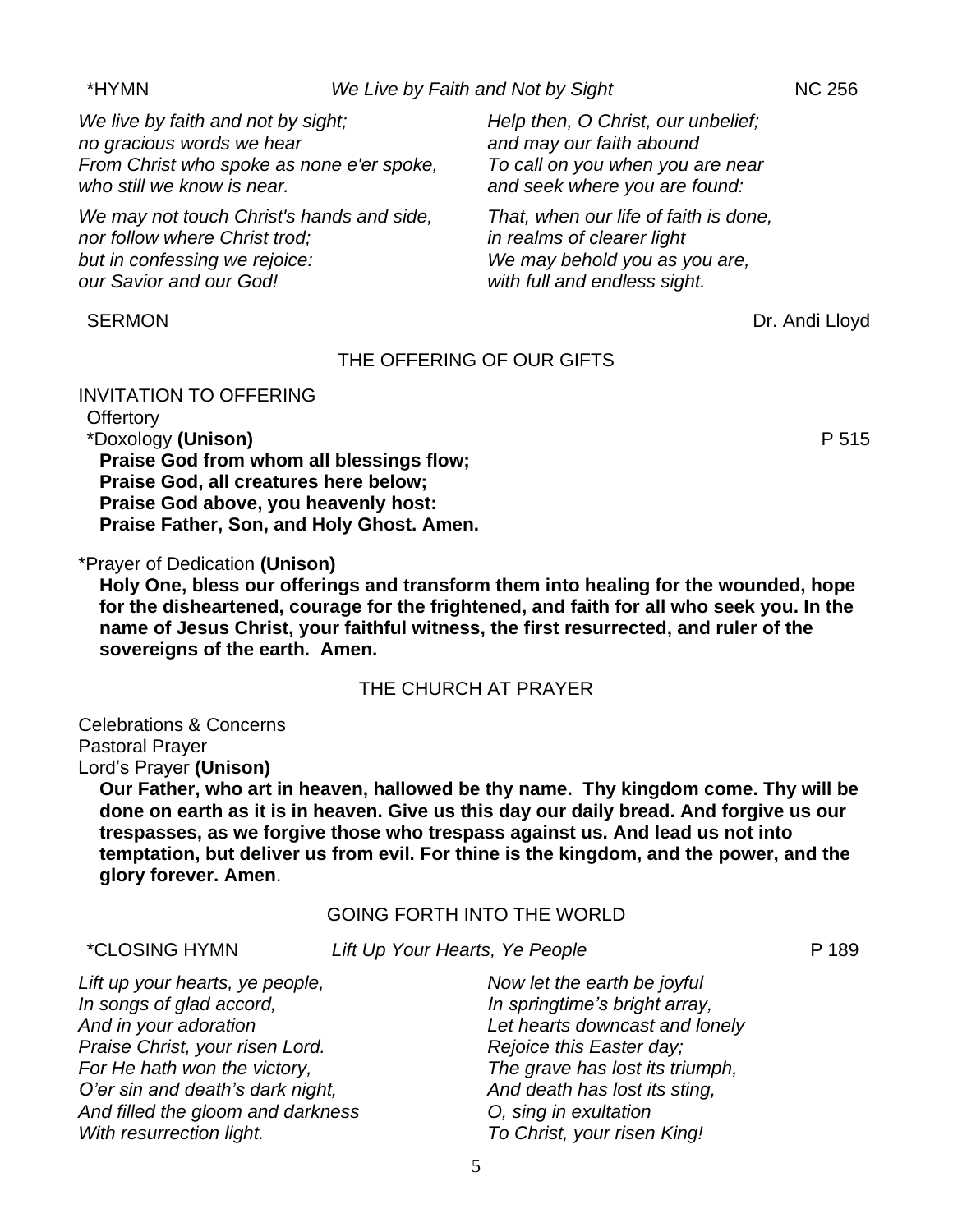*HYMN *We Live by Faith and Not by Sight* NC 256

*We live by faith and not by sight;*
*no gracious words we hear*
*From Christ who spoke as none e'er spoke,*
*who still we know is near.*

*We may not touch Christ's hands and side,*
*nor follow where Christ trod;*
*but in confessing we rejoice:*
*our Savior and our God!*

*Help then, O Christ, our unbelief;*
*and may our faith abound*
*To call on you when you are near*
*and seek where you are found:*

*That, when our life of faith is done,*
*in realms of clearer light*
*We may behold you as you are,*
*with full and endless sight.*

SERMON Dr. Andi Lloyd

## THE OFFERING OF OUR GIFTS

INVITATION TO OFFERING

Offertory

*Doxology **(Unison)** P 515

**Praise God from whom all blessings flow;**
**Praise God, all creatures here below;**
**Praise God above, you heavenly host:**
**Praise Father, Son, and Holy Ghost. Amen.**

*Prayer of Dedication **(Unison)**

**Holy One, bless our offerings and transform them into healing for the wounded, hope for the disheartened, courage for the frightened, and faith for all who seek you. In the name of Jesus Christ, your faithful witness, the first resurrected, and ruler of the sovereigns of the earth. Amen.**

## THE CHURCH AT PRAYER

Celebrations & Concerns

Pastoral Prayer

Lord's Prayer **(Unison)**

**Our Father, who art in heaven, hallowed be thy name. Thy kingdom come. Thy will be done on earth as it is in heaven. Give us this day our daily bread. And forgive us our trespasses, as we forgive those who trespass against us. And lead us not into temptation, but deliver us from evil. For thine is the kingdom, and the power, and the glory forever. Amen**.

## GOING FORTH INTO THE WORLD

*CLOSING HYMN *Lift Up Your Hearts, Ye People* P 189

*Lift up your hearts, ye people,*
*In songs of glad accord,*
*And in your adoration*
*Praise Christ, your risen Lord.*
*For He hath won the victory,*
*O'er sin and death's dark night,*
*And filled the gloom and darkness*
*With resurrection light.*

*Now let the earth be joyful*
*In springtime's bright array,*
*Let hearts downcast and lonely*
*Rejoice this Easter day;*
*The grave has lost its triumph,*
*And death has lost its sting,*
*O, sing in exultation*
*To Christ, your risen King!*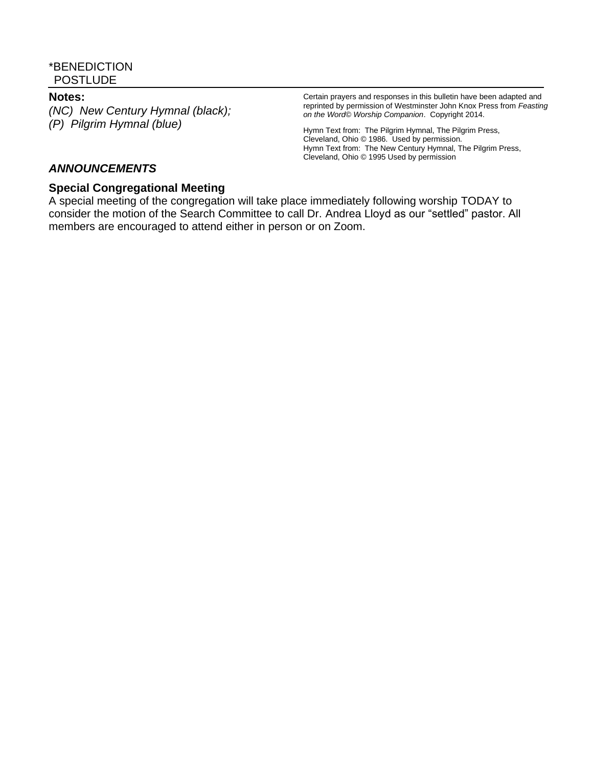*BENEDICTION

POSTLUDE

---

**Notes:**

*(NC) New Century Hymnal (black);*
*(P) Pilgrim Hymnal (blue)*

Certain prayers and responses in this bulletin have been adapted and reprinted by permission of Westminster John Knox Press from *Feasting on the Word© Worship Companion*. Copyright 2014.

Hymn Text from: The Pilgrim Hymnal, The Pilgrim Press, Cleveland, Ohio © 1986. Used by permission.
Hymn Text from: The New Century Hymnal, The Pilgrim Press, Cleveland, Ohio © 1995 Used by permission

***ANNOUNCEMENTS***

**Special Congregational Meeting**

A special meeting of the congregation will take place immediately following worship TODAY to consider the motion of the Search Committee to call Dr. Andrea Lloyd as our "settled" pastor. All members are encouraged to attend either in person or on Zoom.